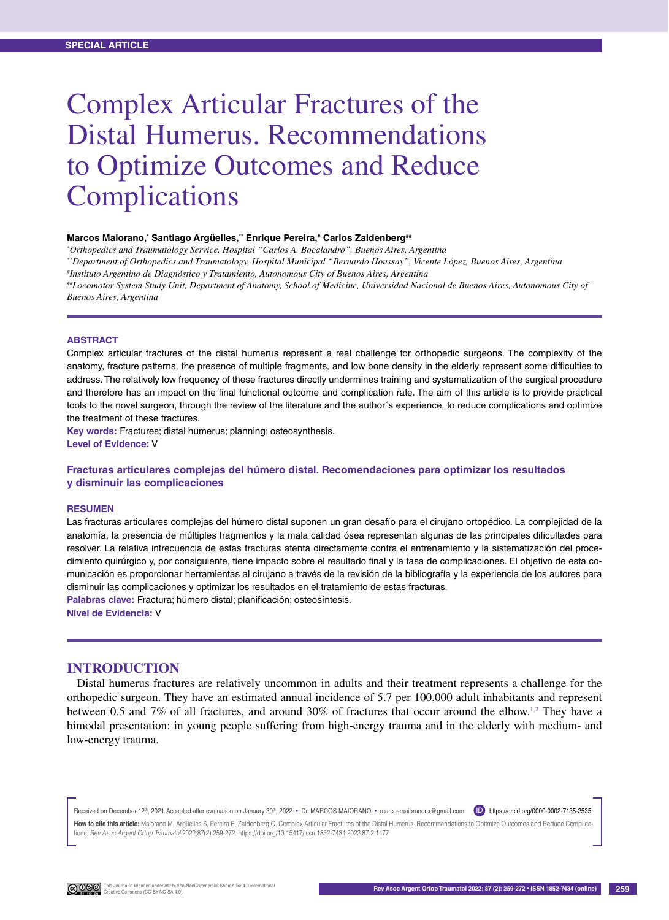SPECIAL ARTICLE

# Complex Articular Fractures of the Distal Humerus. Recommendations to Optimize Outcomes and Reduce Complications

**Marcos Maiorano,[*] Santiago Argüelles,[**] Enrique Pereira,[#] Carlos Zaidenberg[##]**

[*]*Orthopedics and Traumatology Service, Hospital "Carlos A. Bocalandro", Buenos Aires, Argentina*
[**]*Department of Orthopedics and Traumatology, Hospital Municipal "Bernardo Houssay", Vicente López, Buenos Aires, Argentina*
[#]*Instituto Argentino de Diagnóstico y Tratamiento, Autonomous City of Buenos Aires, Argentina*
[##]*Locomotor System Study Unit, Department of Anatomy, School of Medicine, Universidad Nacional de Buenos Aires, Autonomous City of Buenos Aires, Argentina*

## ABSTRACT

Complex articular fractures of the distal humerus represent a real challenge for orthopedic surgeons. The complexity of the anatomy, fracture patterns, the presence of multiple fragments, and low bone density in the elderly represent some difficulties to address. The relatively low frequency of these fractures directly undermines training and systematization of the surgical procedure and therefore has an impact on the final functional outcome and complication rate. The aim of this article is to provide practical tools to the novel surgeon, through the review of the literature and the author´s experience, to reduce complications and optimize the treatment of these fractures.

**Key words:** Fractures; distal humerus; planning; osteosynthesis.
**Level of Evidence:** V

### Fracturas articulares complejas del húmero distal. Recomendaciones para optimizar los resultados y disminuir las complicaciones

## RESUMEN

Las fracturas articulares complejas del húmero distal suponen un gran desafío para el cirujano ortopédico. La complejidad de la anatomía, la presencia de múltiples fragmentos y la mala calidad ósea representan algunas de las principales dificultades para resolver. La relativa infrecuencia de estas fracturas atenta directamente contra el entrenamiento y la sistematización del procedimiento quirúrgico y, por consiguiente, tiene impacto sobre el resultado final y la tasa de complicaciones. El objetivo de esta comunicación es proporcionar herramientas al cirujano a través de la revisión de la bibliografía y la experiencia de los autores para disminuir las complicaciones y optimizar los resultados en el tratamiento de estas fracturas.

**Palabras clave:** Fractura; húmero distal; planificación; osteosíntesis.
**Nivel de Evidencia:** V

## INTRODUCTION

Distal humerus fractures are relatively uncommon in adults and their treatment represents a challenge for the orthopedic surgeon. They have an estimated annual incidence of 5.7 per 100,000 adult inhabitants and represent between 0.5 and 7% of all fractures, and around 30% of fractures that occur around the elbow.[1,2] They have a bimodal presentation: in young people suffering from high-energy trauma and in the elderly with medium- and low-energy trauma.

Received on December 12th, 2021. Accepted after evaluation on January 30th, 2022 • Dr. MARCOS MAIORANO • marcosmaioranocx@gmail.com • https://orcid.org/0000-0002-7135-2535

**How to cite this article:** Maiorano M, Argüelles S, Pereira E, Zaidenberg C. Complex Articular Fractures of the Distal Humerus. Recommendations to Optimize Outcomes and Reduce Complications. *Rev Asoc Argent Ortop Traumatol* 2022;87(2):259-272. https://doi.org/10.15417/issn.1852-7434.2022.87.2.1477

This Journal is licensed under Attribution-NonCommercial-ShareAlike 4.0 International Creative Commons (CC-BY-NC-SA 4.0).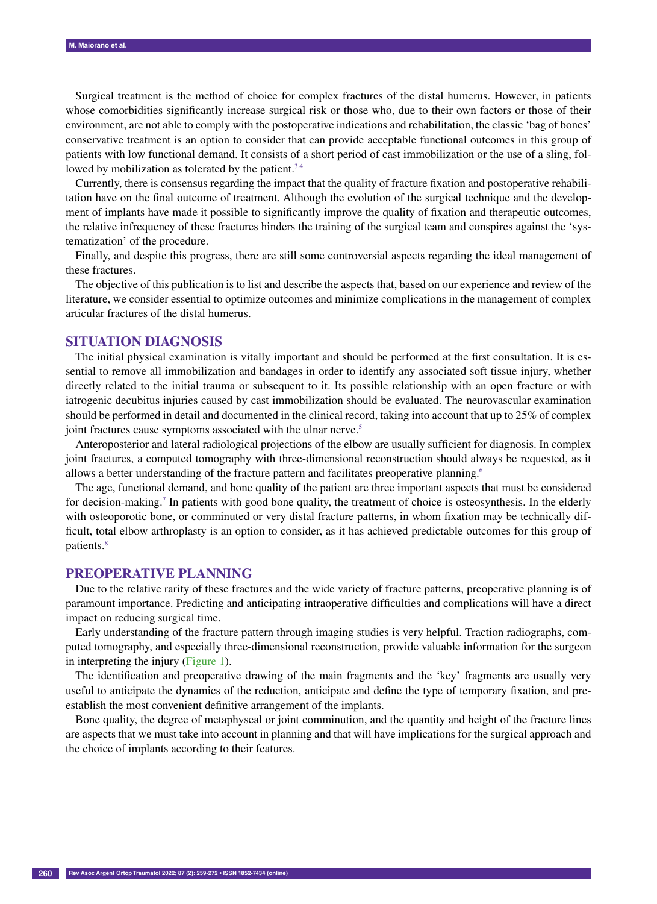Surgical treatment is the method of choice for complex fractures of the distal humerus. However, in patients whose comorbidities significantly increase surgical risk or those who, due to their own factors or those of their environment, are not able to comply with the postoperative indications and rehabilitation, the classic 'bag of bones' conservative treatment is an option to consider that can provide acceptable functional outcomes in this group of patients with low functional demand. It consists of a short period of cast immobilization or the use of a sling, followed by mobilization as tolerated by the patient.[3,4]

Currently, there is consensus regarding the impact that the quality of fracture fixation and postoperative rehabilitation have on the final outcome of treatment. Although the evolution of the surgical technique and the development of implants have made it possible to significantly improve the quality of fixation and therapeutic outcomes, the relative infrequency of these fractures hinders the training of the surgical team and conspires against the 'systematization' of the procedure.

Finally, and despite this progress, there are still some controversial aspects regarding the ideal management of these fractures.

The objective of this publication is to list and describe the aspects that, based on our experience and review of the literature, we consider essential to optimize outcomes and minimize complications in the management of complex articular fractures of the distal humerus.

## SITUATION DIAGNOSIS

The initial physical examination is vitally important and should be performed at the first consultation. It is essential to remove all immobilization and bandages in order to identify any associated soft tissue injury, whether directly related to the initial trauma or subsequent to it. Its possible relationship with an open fracture or with iatrogenic decubitus injuries caused by cast immobilization should be evaluated. The neurovascular examination should be performed in detail and documented in the clinical record, taking into account that up to 25% of complex joint fractures cause symptoms associated with the ulnar nerve.[5]

Anteroposterior and lateral radiological projections of the elbow are usually sufficient for diagnosis. In complex joint fractures, a computed tomography with three-dimensional reconstruction should always be requested, as it allows a better understanding of the fracture pattern and facilitates preoperative planning.[6]

The age, functional demand, and bone quality of the patient are three important aspects that must be considered for decision-making.[7] In patients with good bone quality, the treatment of choice is osteosynthesis. In the elderly with osteoporotic bone, or comminuted or very distal fracture patterns, in whom fixation may be technically difficult, total elbow arthroplasty is an option to consider, as it has achieved predictable outcomes for this group of patients.[8]

## PREOPERATIVE PLANNING

Due to the relative rarity of these fractures and the wide variety of fracture patterns, preoperative planning is of paramount importance. Predicting and anticipating intraoperative difficulties and complications will have a direct impact on reducing surgical time.

Early understanding of the fracture pattern through imaging studies is very helpful. Traction radiographs, computed tomography, and especially three-dimensional reconstruction, provide valuable information for the surgeon in interpreting the injury (Figure 1).

The identification and preoperative drawing of the main fragments and the 'key' fragments are usually very useful to anticipate the dynamics of the reduction, anticipate and define the type of temporary fixation, and pre-establish the most convenient definitive arrangement of the implants.

Bone quality, the degree of metaphyseal or joint comminution, and the quantity and height of the fracture lines are aspects that we must take into account in planning and that will have implications for the surgical approach and the choice of implants according to their features.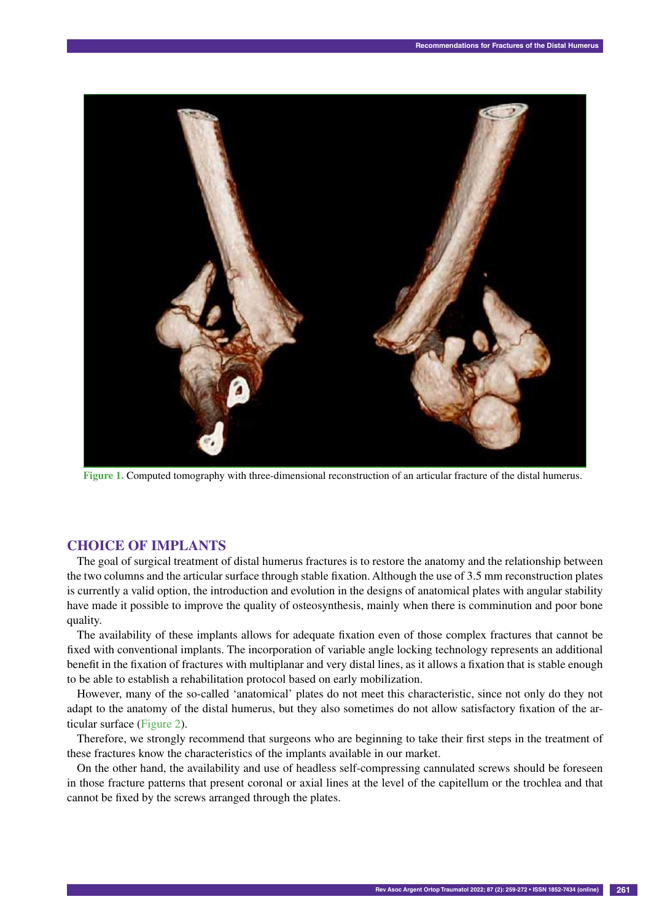Figure 1. Computed tomography with three-dimensional reconstruction of an articular fracture of the distal humerus.

## CHOICE OF IMPLANTS

The goal of surgical treatment of distal humerus fractures is to restore the anatomy and the relationship between the two columns and the articular surface through stable fixation. Although the use of 3.5 mm reconstruction plates is currently a valid option, the introduction and evolution in the designs of anatomical plates with angular stability have made it possible to improve the quality of osteosynthesis, mainly when there is comminution and poor bone quality.

The availability of these implants allows for adequate fixation even of those complex fractures that cannot be fixed with conventional implants. The incorporation of variable angle locking technology represents an additional benefit in the fixation of fractures with multiplanar and very distal lines, as it allows a fixation that is stable enough to be able to establish a rehabilitation protocol based on early mobilization.

However, many of the so-called 'anatomical' plates do not meet this characteristic, since not only do they not adapt to the anatomy of the distal humerus, but they also sometimes do not allow satisfactory fixation of the articular surface (Figure 2).

Therefore, we strongly recommend that surgeons who are beginning to take their first steps in the treatment of these fractures know the characteristics of the implants available in our market.

On the other hand, the availability and use of headless self-compressing cannulated screws should be foreseen in those fracture patterns that present coronal or axial lines at the level of the capitellum or the trochlea and that cannot be fixed by the screws arranged through the plates.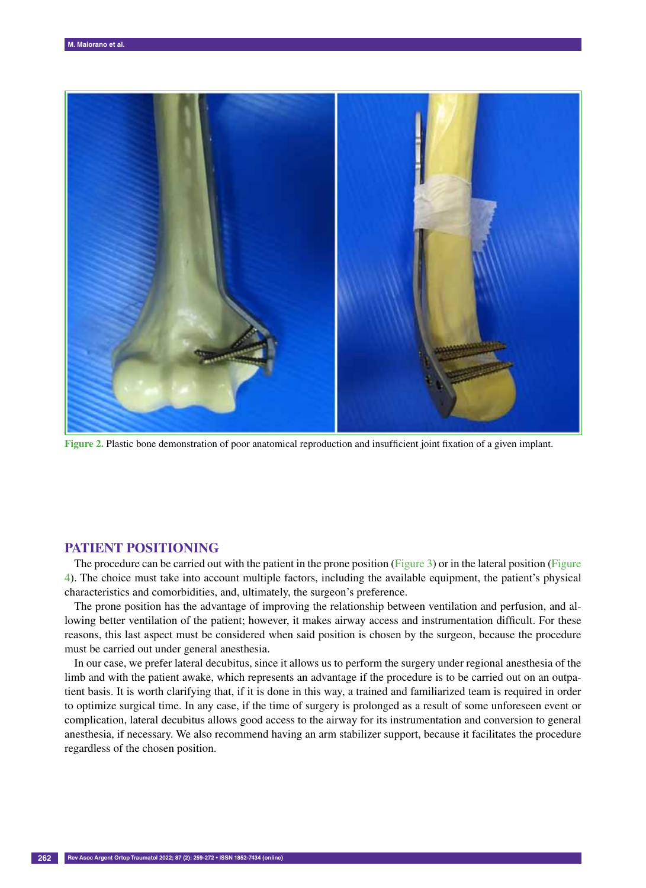Figure 2. Plastic bone demonstration of poor anatomical reproduction and insufficient joint fixation of a given implant.

## PATIENT POSITIONING

The procedure can be carried out with the patient in the prone position (Figure 3) or in the lateral position (Figure 4). The choice must take into account multiple factors, including the available equipment, the patient's physical characteristics and comorbidities, and, ultimately, the surgeon's preference.

The prone position has the advantage of improving the relationship between ventilation and perfusion, and allowing better ventilation of the patient; however, it makes airway access and instrumentation difficult. For these reasons, this last aspect must be considered when said position is chosen by the surgeon, because the procedure must be carried out under general anesthesia.

In our case, we prefer lateral decubitus, since it allows us to perform the surgery under regional anesthesia of the limb and with the patient awake, which represents an advantage if the procedure is to be carried out on an outpatient basis. It is worth clarifying that, if it is done in this way, a trained and familiarized team is required in order to optimize surgical time. In any case, if the time of surgery is prolonged as a result of some unforeseen event or complication, lateral decubitus allows good access to the airway for its instrumentation and conversion to general anesthesia, if necessary. We also recommend having an arm stabilizer support, because it facilitates the procedure regardless of the chosen position.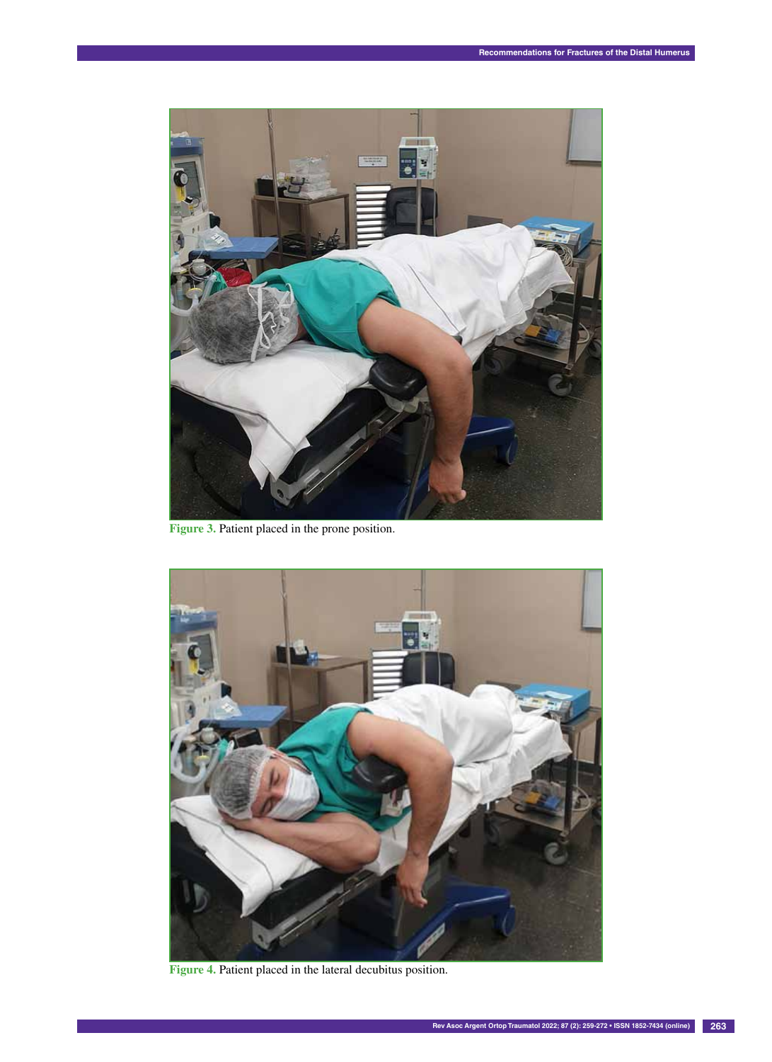Figure 3. Patient placed in the prone position.

Figure 4. Patient placed in the lateral decubitus position.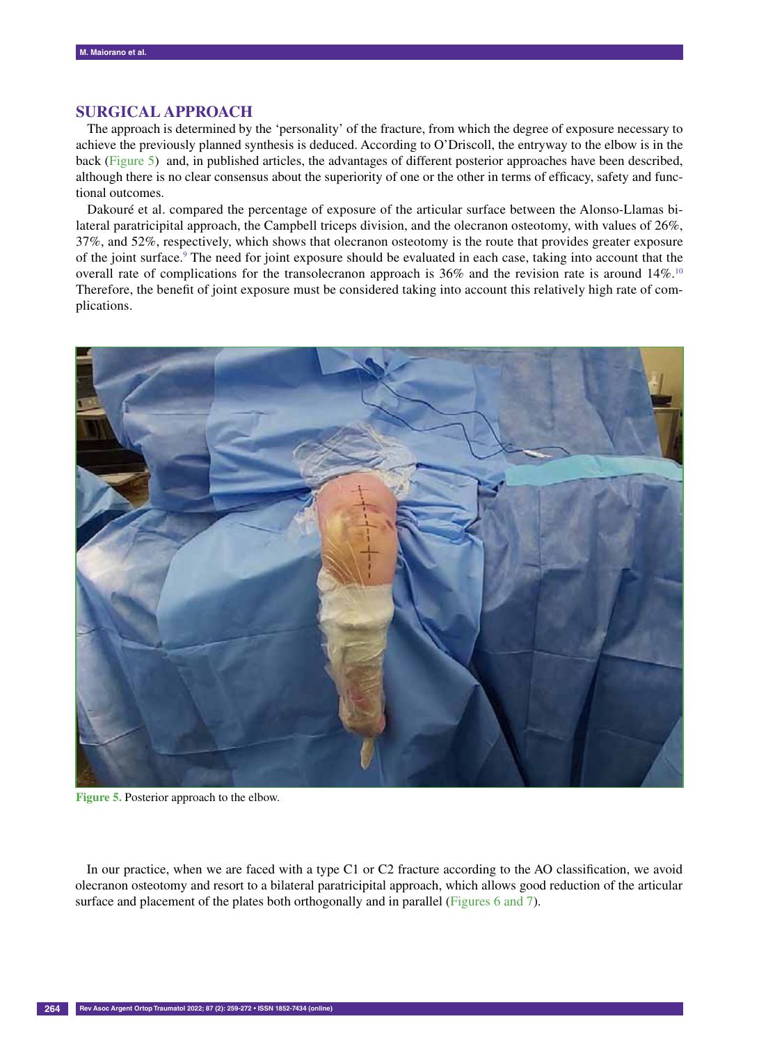## SURGICAL APPROACH

The approach is determined by the 'personality' of the fracture, from which the degree of exposure necessary to achieve the previously planned synthesis is deduced. According to O'Driscoll, the entryway to the elbow is in the back (Figure 5) and, in published articles, the advantages of different posterior approaches have been described, although there is no clear consensus about the superiority of one or the other in terms of efficacy, safety and functional outcomes.

Dakouré et al. compared the percentage of exposure of the articular surface between the Alonso-Llamas bilateral paratricipital approach, the Campbell triceps division, and the olecranon osteotomy, with values of 26%, 37%, and 52%, respectively, which shows that olecranon osteotomy is the route that provides greater exposure of the joint surface.[9] The need for joint exposure should be evaluated in each case, taking into account that the overall rate of complications for the transolecranon approach is 36% and the revision rate is around 14%.[10] Therefore, the benefit of joint exposure must be considered taking into account this relatively high rate of complications.

**Figure 5.** Posterior approach to the elbow.

In our practice, when we are faced with a type C1 or C2 fracture according to the AO classification, we avoid olecranon osteotomy and resort to a bilateral paratricipital approach, which allows good reduction of the articular surface and placement of the plates both orthogonally and in parallel (Figures 6 and 7).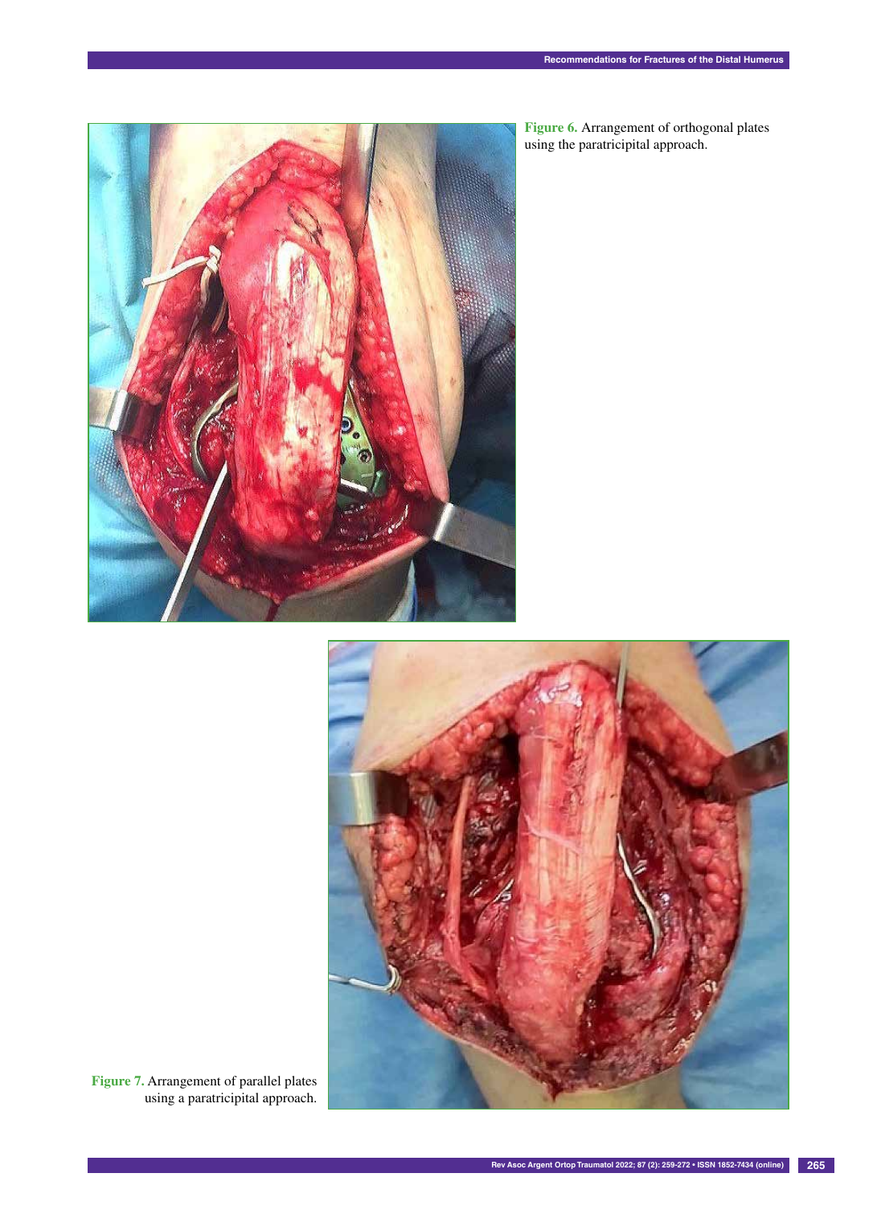**Figure 6.** Arrangement of orthogonal plates using the paratricipital approach.

**Figure 7.** Arrangement of parallel plates using a paratricipital approach.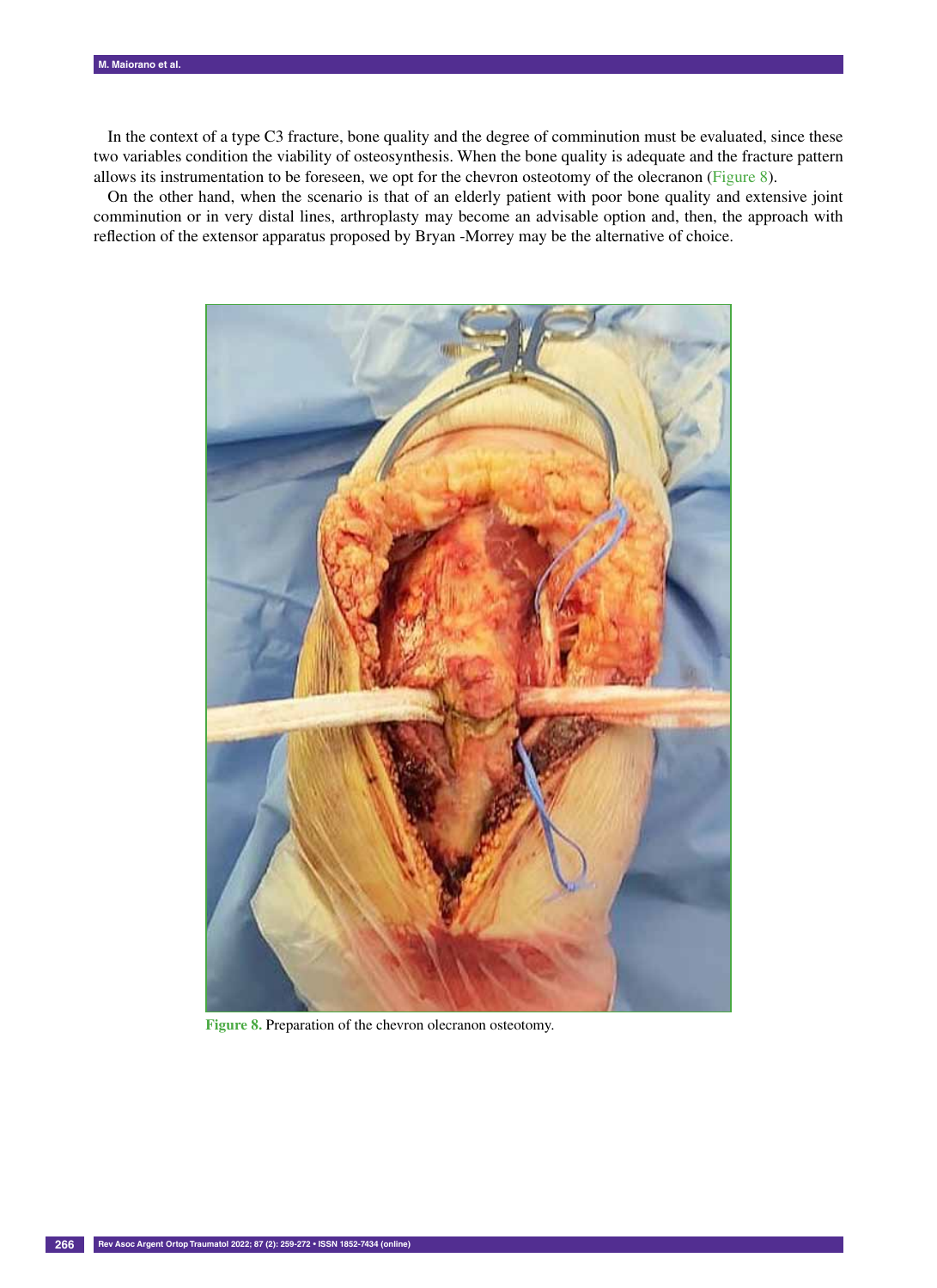In the context of a type C3 fracture, bone quality and the degree of comminution must be evaluated, since these two variables condition the viability of osteosynthesis. When the bone quality is adequate and the fracture pattern allows its instrumentation to be foreseen, we opt for the chevron osteotomy of the olecranon (Figure 8).

On the other hand, when the scenario is that of an elderly patient with poor bone quality and extensive joint comminution or in very distal lines, arthroplasty may become an advisable option and, then, the approach with reflection of the extensor apparatus proposed by Bryan -Morrey may be the alternative of choice.

**Figure 8.** Preparation of the chevron olecranon osteotomy.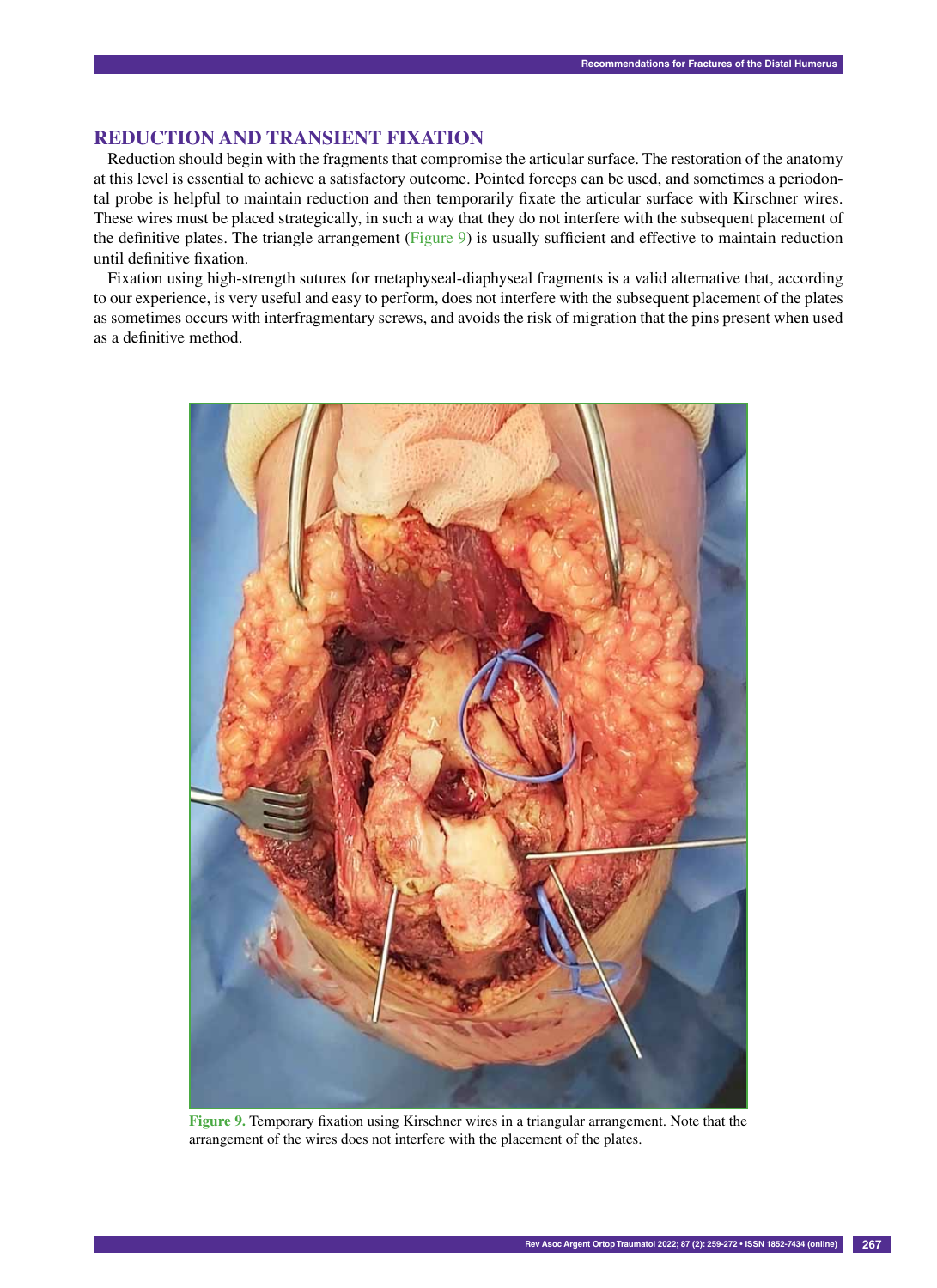## REDUCTION AND TRANSIENT FIXATION

Reduction should begin with the fragments that compromise the articular surface. The restoration of the anatomy at this level is essential to achieve a satisfactory outcome. Pointed forceps can be used, and sometimes a periodontal probe is helpful to maintain reduction and then temporarily fixate the articular surface with Kirschner wires. These wires must be placed strategically, in such a way that they do not interfere with the subsequent placement of the definitive plates. The triangle arrangement (Figure 9) is usually sufficient and effective to maintain reduction until definitive fixation.

Fixation using high-strength sutures for metaphyseal-diaphyseal fragments is a valid alternative that, according to our experience, is very useful and easy to perform, does not interfere with the subsequent placement of the plates as sometimes occurs with interfragmentary screws, and avoids the risk of migration that the pins present when used as a definitive method.

**Figure 9.** Temporary fixation using Kirschner wires in a triangular arrangement. Note that the arrangement of the wires does not interfere with the placement of the plates.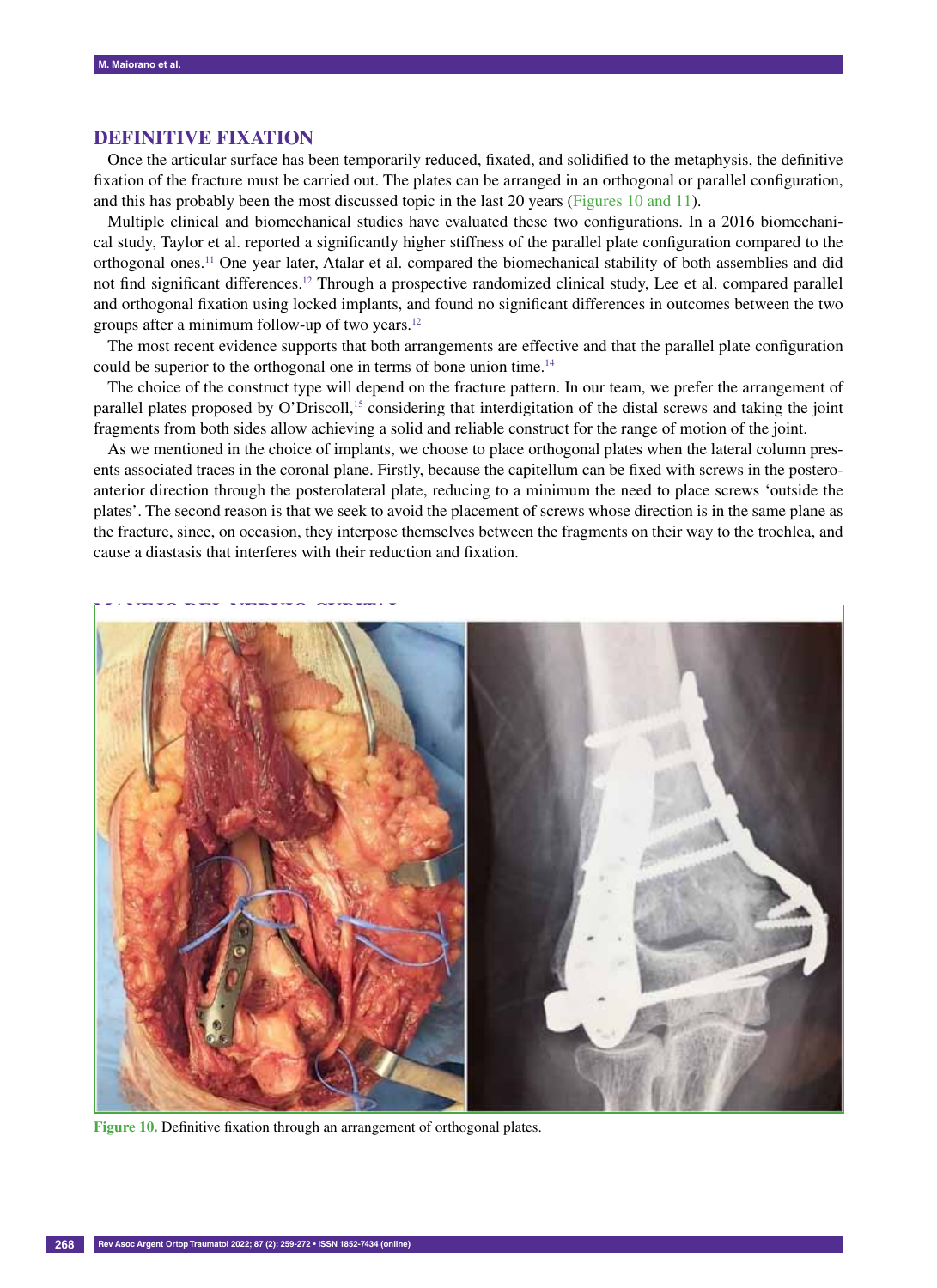## DEFINITIVE FIXATION

Once the articular surface has been temporarily reduced, fixated, and solidified to the metaphysis, the definitive fixation of the fracture must be carried out. The plates can be arranged in an orthogonal or parallel configuration, and this has probably been the most discussed topic in the last 20 years (Figures 10 and 11).

Multiple clinical and biomechanical studies have evaluated these two configurations. In a 2016 biomechanical study, Taylor et al. reported a significantly higher stiffness of the parallel plate configuration compared to the orthogonal ones.[11] One year later, Atalar et al. compared the biomechanical stability of both assemblies and did not find significant differences.[12] Through a prospective randomized clinical study, Lee et al. compared parallel and orthogonal fixation using locked implants, and found no significant differences in outcomes between the two groups after a minimum follow-up of two years.[12]

The most recent evidence supports that both arrangements are effective and that the parallel plate configuration could be superior to the orthogonal one in terms of bone union time.[14]

The choice of the construct type will depend on the fracture pattern. In our team, we prefer the arrangement of parallel plates proposed by O'Driscoll,[15] considering that interdigitation of the distal screws and taking the joint fragments from both sides allow achieving a solid and reliable construct for the range of motion of the joint.

As we mentioned in the choice of implants, we choose to place orthogonal plates when the lateral column presents associated traces in the coronal plane. Firstly, because the capitellum can be fixed with screws in the posteroanterior direction through the posterolateral plate, reducing to a minimum the need to place screws 'outside the plates'. The second reason is that we seek to avoid the placement of screws whose direction is in the same plane as the fracture, since, on occasion, they interpose themselves between the fragments on their way to the trochlea, and cause a diastasis that interferes with their reduction and fixation.

**Figure 10.** Definitive fixation through an arrangement of orthogonal plates.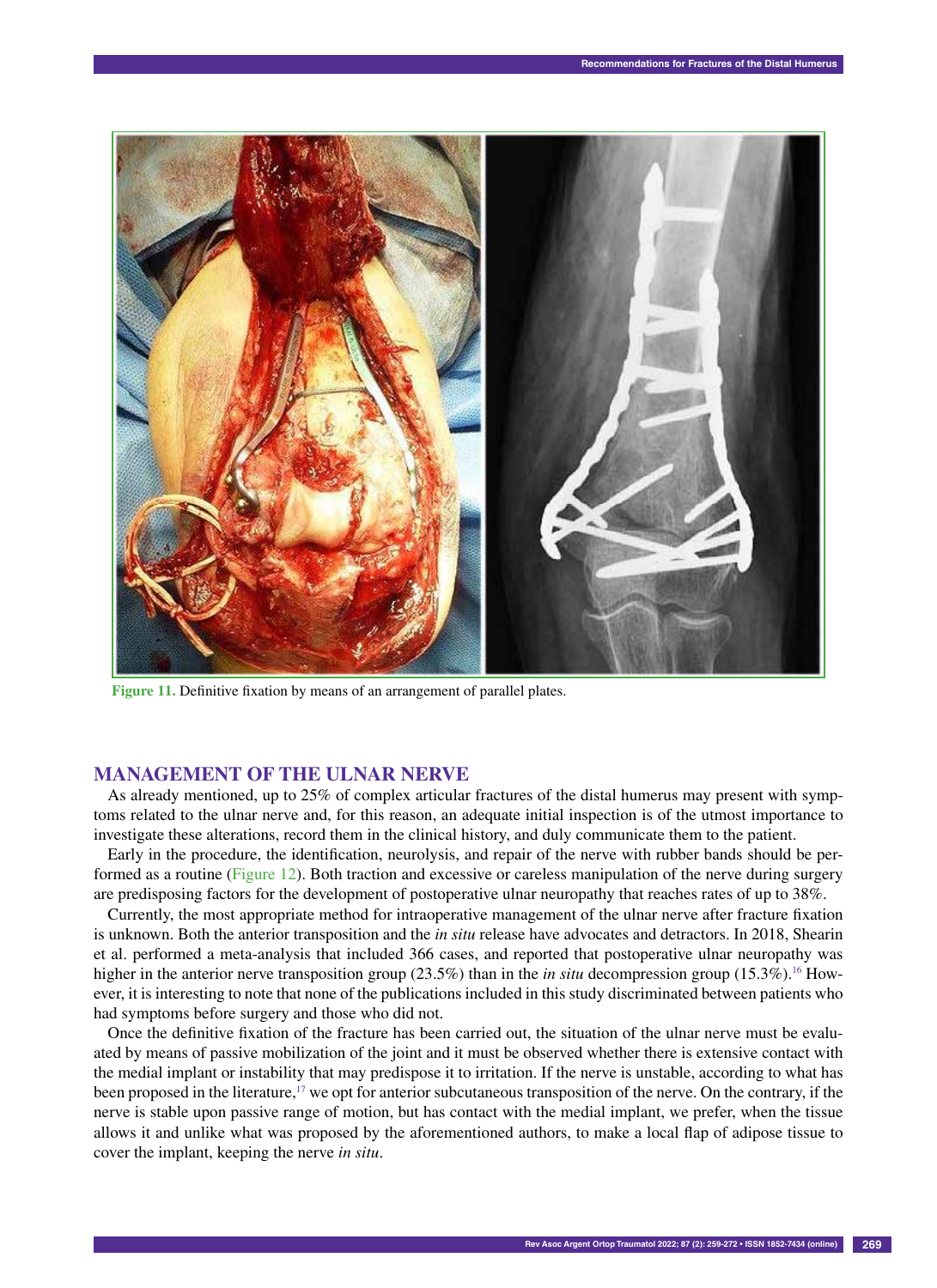Figure 11. Definitive fixation by means of an arrangement of parallel plates.

## MANAGEMENT OF THE ULNAR NERVE

As already mentioned, up to 25% of complex articular fractures of the distal humerus may present with symptoms related to the ulnar nerve and, for this reason, an adequate initial inspection is of the utmost importance to investigate these alterations, record them in the clinical history, and duly communicate them to the patient.

Early in the procedure, the identification, neurolysis, and repair of the nerve with rubber bands should be performed as a routine (Figure 12). Both traction and excessive or careless manipulation of the nerve during surgery are predisposing factors for the development of postoperative ulnar neuropathy that reaches rates of up to 38%.

Currently, the most appropriate method for intraoperative management of the ulnar nerve after fracture fixation is unknown. Both the anterior transposition and the *in situ* release have advocates and detractors. In 2018, Shearin et al. performed a meta-analysis that included 366 cases, and reported that postoperative ulnar neuropathy was higher in the anterior nerve transposition group (23.5%) than in the *in situ* decompression group (15.3%).[16] However, it is interesting to note that none of the publications included in this study discriminated between patients who had symptoms before surgery and those who did not.

Once the definitive fixation of the fracture has been carried out, the situation of the ulnar nerve must be evaluated by means of passive mobilization of the joint and it must be observed whether there is extensive contact with the medial implant or instability that may predispose it to irritation. If the nerve is unstable, according to what has been proposed in the literature,[17] we opt for anterior subcutaneous transposition of the nerve. On the contrary, if the nerve is stable upon passive range of motion, but has contact with the medial implant, we prefer, when the tissue allows it and unlike what was proposed by the aforementioned authors, to make a local flap of adipose tissue to cover the implant, keeping the nerve *in situ*.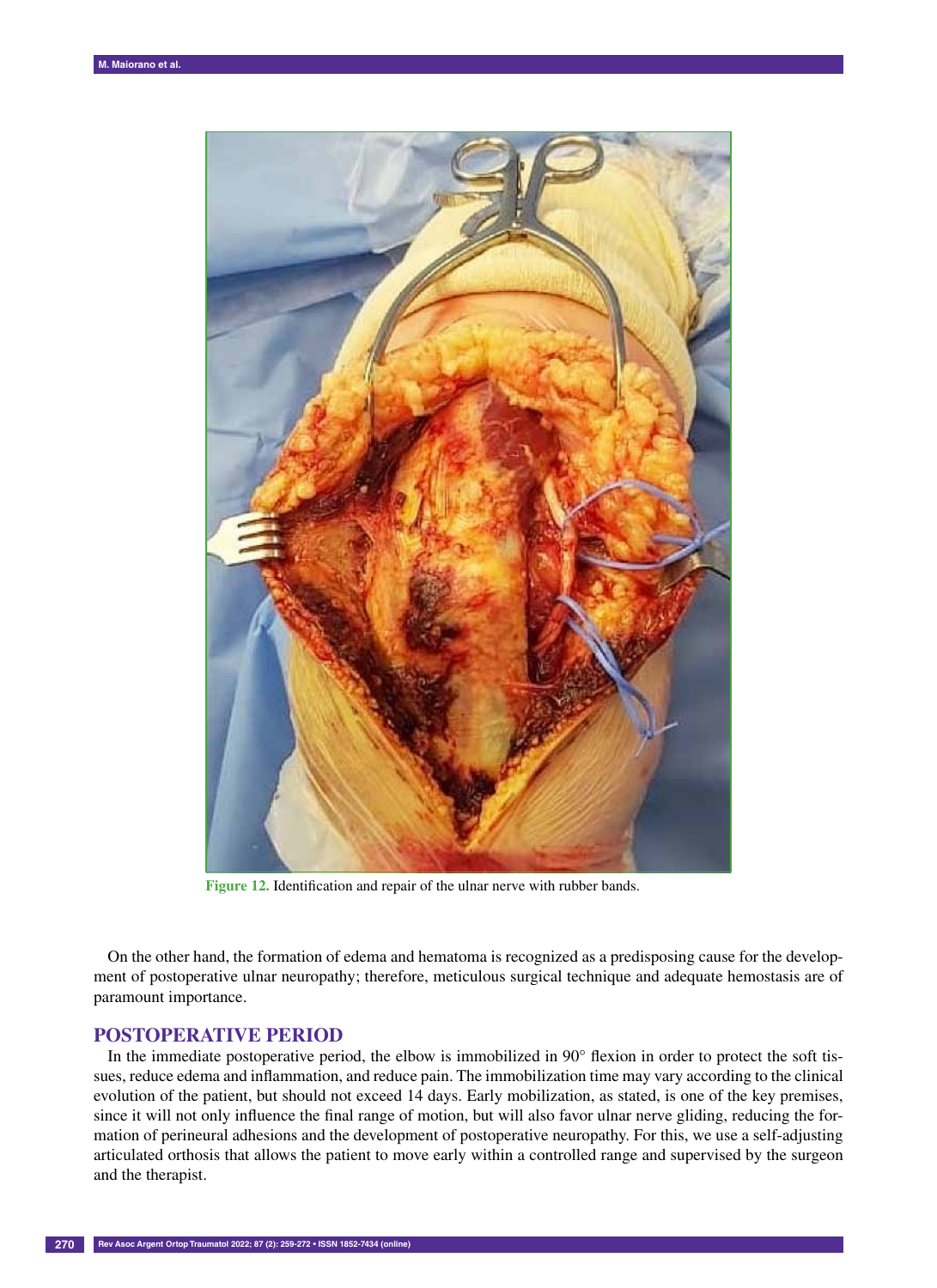Figure 12. Identification and repair of the ulnar nerve with rubber bands.

On the other hand, the formation of edema and hematoma is recognized as a predisposing cause for the development of postoperative ulnar neuropathy; therefore, meticulous surgical technique and adequate hemostasis are of paramount importance.

## POSTOPERATIVE PERIOD

In the immediate postoperative period, the elbow is immobilized in 90° flexion in order to protect the soft tissues, reduce edema and inflammation, and reduce pain. The immobilization time may vary according to the clinical evolution of the patient, but should not exceed 14 days. Early mobilization, as stated, is one of the key premises, since it will not only influence the final range of motion, but will also favor ulnar nerve gliding, reducing the formation of perineural adhesions and the development of postoperative neuropathy. For this, we use a self-adjusting articulated orthosis that allows the patient to move early within a controlled range and supervised by the surgeon and the therapist.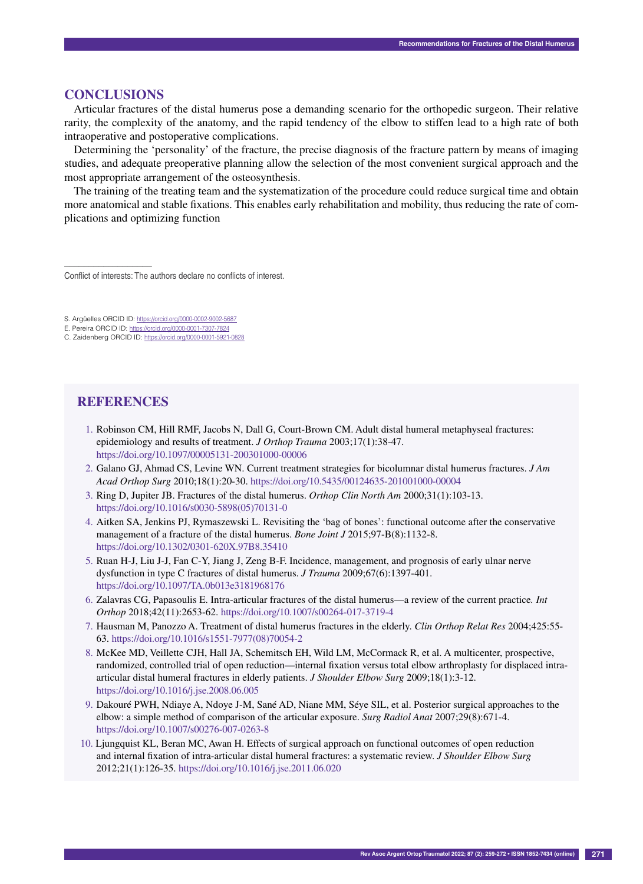## CONCLUSIONS

Articular fractures of the distal humerus pose a demanding scenario for the orthopedic surgeon. Their relative rarity, the complexity of the anatomy, and the rapid tendency of the elbow to stiffen lead to a high rate of both intraoperative and postoperative complications.

Determining the 'personality' of the fracture, the precise diagnosis of the fracture pattern by means of imaging studies, and adequate preoperative planning allow the selection of the most convenient surgical approach and the most appropriate arrangement of the osteosynthesis.

The training of the treating team and the systematization of the procedure could reduce surgical time and obtain more anatomical and stable fixations. This enables early rehabilitation and mobility, thus reducing the rate of complications and optimizing function

---

Conflict of interests: The authors declare no conflicts of interest.

S. Argüelles ORCID ID: https://orcid.org/0000-0002-9002-5687
E. Pereira ORCID ID: https://orcid.org/0000-0001-7307-7824
C. Zaidenberg ORCID ID: https://orcid.org/0000-0001-5921-0828

## REFERENCES

1. Robinson CM, Hill RMF, Jacobs N, Dall G, Court-Brown CM. Adult distal humeral metaphyseal fractures: epidemiology and results of treatment. *J Orthop Trauma* 2003;17(1):38-47. https://doi.org/10.1097/00005131-200301000-00006
2. Galano GJ, Ahmad CS, Levine WN. Current treatment strategies for bicolumnar distal humerus fractures. *J Am Acad Orthop Surg* 2010;18(1):20-30. https://doi.org/10.5435/00124635-201001000-00004
3. Ring D, Jupiter JB. Fractures of the distal humerus. *Orthop Clin North Am* 2000;31(1):103-13. https://doi.org/10.1016/s0030-5898(05)70131-0
4. Aitken SA, Jenkins PJ, Rymaszewski L. Revisiting the 'bag of bones': functional outcome after the conservative management of a fracture of the distal humerus. *Bone Joint J* 2015;97-B(8):1132-8. https://doi.org/10.1302/0301-620X.97B8.35410
5. Ruan H-J, Liu J-J, Fan C-Y, Jiang J, Zeng B-F. Incidence, management, and prognosis of early ulnar nerve dysfunction in type C fractures of distal humerus. *J Trauma* 2009;67(6):1397-401. https://doi.org/10.1097/TA.0b013e3181968176
6. Zalavras CG, Papasoulis E. Intra-articular fractures of the distal humerus—a review of the current practice. *Int Orthop* 2018;42(11):2653-62. https://doi.org/10.1007/s00264-017-3719-4
7. Hausman M, Panozzo A. Treatment of distal humerus fractures in the elderly. *Clin Orthop Relat Res* 2004;425:55-63. https://doi.org/10.1016/s1551-7977(08)70054-2
8. McKee MD, Veillette CJH, Hall JA, Schemitsch EH, Wild LM, McCormack R, et al. A multicenter, prospective, randomized, controlled trial of open reduction—internal fixation versus total elbow arthroplasty for displaced intra-articular distal humeral fractures in elderly patients. *J Shoulder Elbow Surg* 2009;18(1):3-12. https://doi.org/10.1016/j.jse.2008.06.005
9. Dakouré PWH, Ndiaye A, Ndoye J-M, Sané AD, Niane MM, Séye SIL, et al. Posterior surgical approaches to the elbow: a simple method of comparison of the articular exposure. *Surg Radiol Anat* 2007;29(8):671-4. https://doi.org/10.1007/s00276-007-0263-8
10. Ljungquist KL, Beran MC, Awan H. Effects of surgical approach on functional outcomes of open reduction and internal fixation of intra-articular distal humeral fractures: a systematic review. *J Shoulder Elbow Surg* 2012;21(1):126-35. https://doi.org/10.1016/j.jse.2011.06.020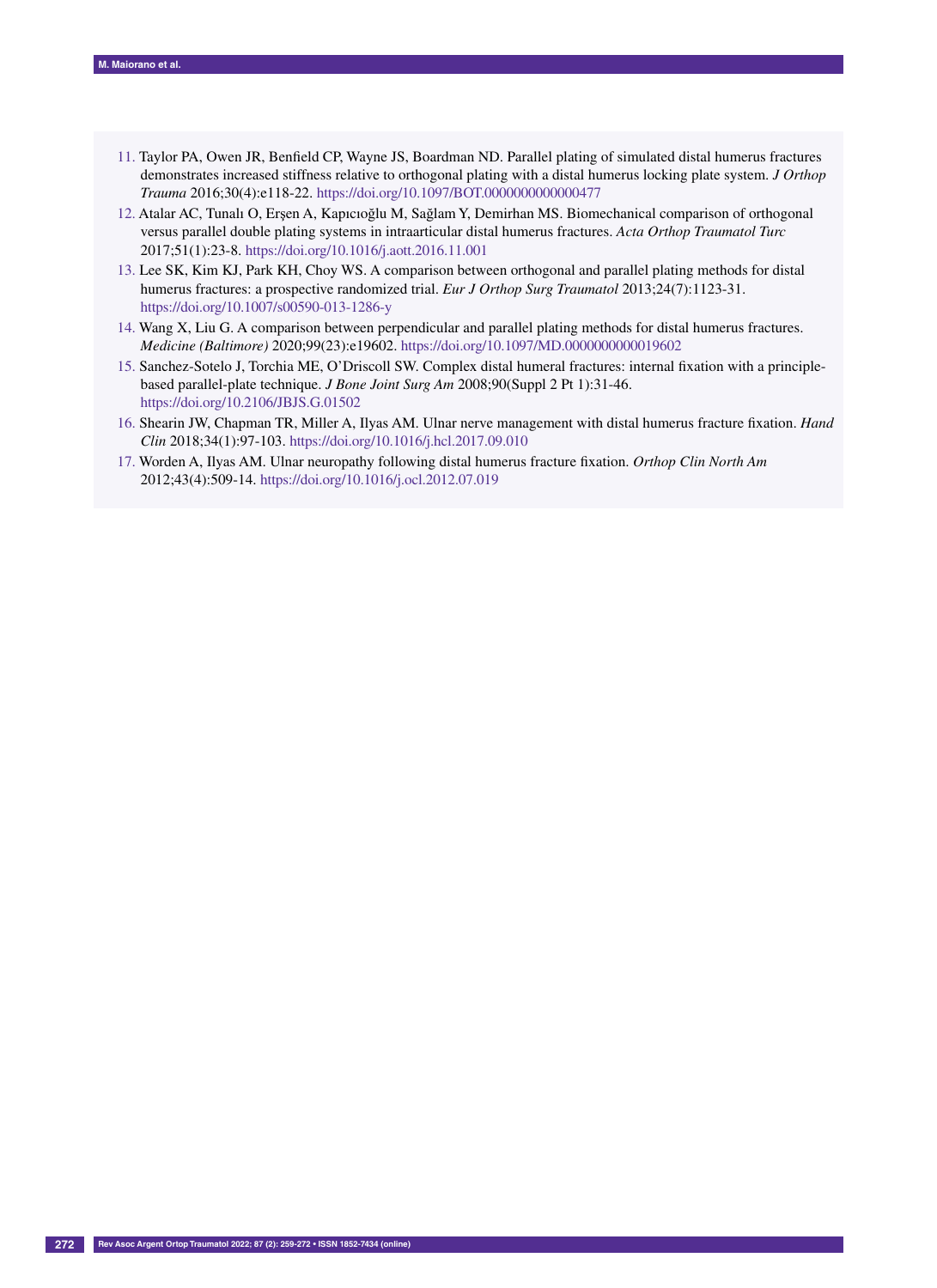11. Taylor PA, Owen JR, Benfield CP, Wayne JS, Boardman ND. Parallel plating of simulated distal humerus fractures demonstrates increased stiffness relative to orthogonal plating with a distal humerus locking plate system. *J Orthop Trauma* 2016;30(4):e118-22. https://doi.org/10.1097/BOT.0000000000000477
12. Atalar AC, Tunalı O, Erşen A, Kapıcıoğlu M, Sağlam Y, Demirhan MS. Biomechanical comparison of orthogonal versus parallel double plating systems in intraarticular distal humerus fractures. *Acta Orthop Traumatol Turc* 2017;51(1):23-8. https://doi.org/10.1016/j.aott.2016.11.001
13. Lee SK, Kim KJ, Park KH, Choy WS. A comparison between orthogonal and parallel plating methods for distal humerus fractures: a prospective randomized trial. *Eur J Orthop Surg Traumatol* 2013;24(7):1123-31. https://doi.org/10.1007/s00590-013-1286-y
14. Wang X, Liu G. A comparison between perpendicular and parallel plating methods for distal humerus fractures. *Medicine (Baltimore)* 2020;99(23):e19602. https://doi.org/10.1097/MD.0000000000019602
15. Sanchez-Sotelo J, Torchia ME, O'Driscoll SW. Complex distal humeral fractures: internal fixation with a principle-based parallel-plate technique. *J Bone Joint Surg Am* 2008;90(Suppl 2 Pt 1):31-46. https://doi.org/10.2106/JBJS.G.01502
16. Shearin JW, Chapman TR, Miller A, Ilyas AM. Ulnar nerve management with distal humerus fracture fixation. *Hand Clin* 2018;34(1):97-103. https://doi.org/10.1016/j.hcl.2017.09.010
17. Worden A, Ilyas AM. Ulnar neuropathy following distal humerus fracture fixation. *Orthop Clin North Am* 2012;43(4):509-14. https://doi.org/10.1016/j.ocl.2012.07.019